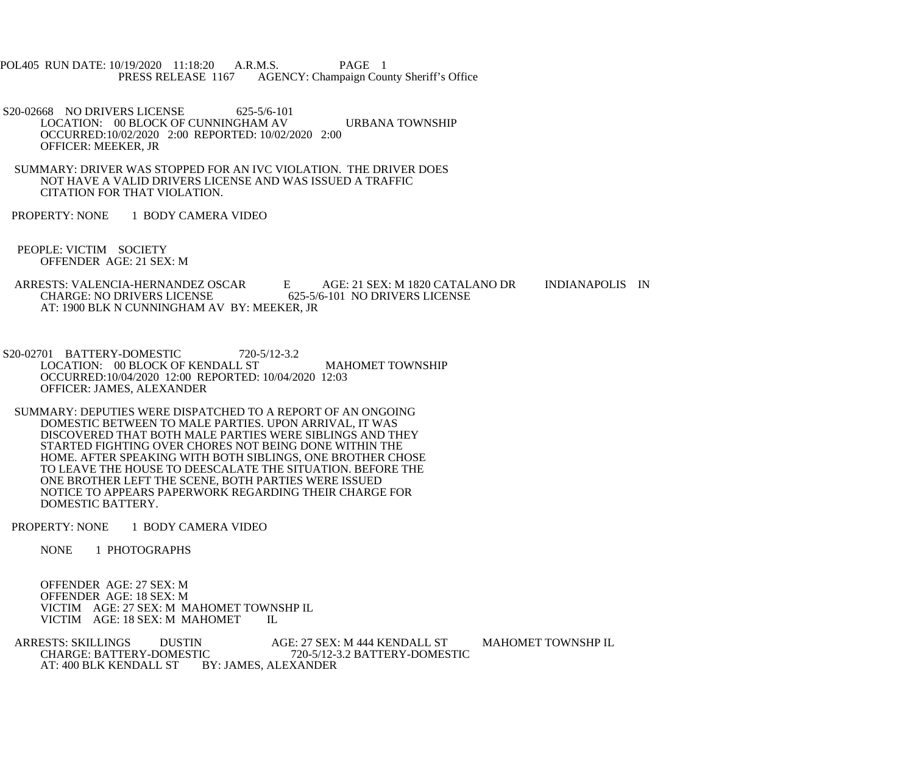POL405 RUN DATE: 10/19/2020 11:18:20 A.R.M.S. PAGE 1
PRESS RELEASE 1167 AGENCY: Champaign County Sheriff's Office

S20-02668 NO DRIVERS LICENSE 625-5/6-101
LOCATION: 00 BLOCK OF CUNNINGHAM AV URBANA TOWNSHIP
OCCURRED:10/02/2020 2:00 REPORTED: 10/02/2020 2:00
OFFICER: MEEKER, JR

SUMMARY: DRIVER WAS STOPPED FOR AN IVC VIOLATION. THE DRIVER DOES NOT HAVE A VALID DRIVERS LICENSE AND WAS ISSUED A TRAFFIC CITATION FOR THAT VIOLATION.

PROPERTY: NONE 1 BODY CAMERA VIDEO

PEOPLE: VICTIM SOCIETY
OFFENDER AGE: 21 SEX: M

ARRESTS: VALENCIA-HERNANDEZ OSCAR E AGE: 21 SEX: M 1820 CATALANO DR INDIANAPOLIS IN
CHARGE: NO DRIVERS LICENSE 625-5/6-101 NO DRIVERS LICENSE
AT: 1900 BLK N CUNNINGHAM AV BY: MEEKER, JR

S20-02701 BATTERY-DOMESTIC 720-5/12-3.2
LOCATION: 00 BLOCK OF KENDALL ST MAHOMET TOWNSHIP
OCCURRED:10/04/2020 12:00 REPORTED: 10/04/2020 12:03
OFFICER: JAMES, ALEXANDER

SUMMARY: DEPUTIES WERE DISPATCHED TO A REPORT OF AN ONGOING DOMESTIC BETWEEN TO MALE PARTIES. UPON ARRIVAL, IT WAS DISCOVERED THAT BOTH MALE PARTIES WERE SIBLINGS AND THEY STARTED FIGHTING OVER CHORES NOT BEING DONE WITHIN THE HOME. AFTER SPEAKING WITH BOTH SIBLINGS, ONE BROTHER CHOSE TO LEAVE THE HOUSE TO DEESCALATE THE SITUATION. BEFORE THE ONE BROTHER LEFT THE SCENE, BOTH PARTIES WERE ISSUED NOTICE TO APPEARS PAPERWORK REGARDING THEIR CHARGE FOR DOMESTIC BATTERY.

PROPERTY: NONE 1 BODY CAMERA VIDEO

NONE 1 PHOTOGRAPHS

OFFENDER AGE: 27 SEX: M
OFFENDER AGE: 18 SEX: M
VICTIM AGE: 27 SEX: M MAHOMET TOWNSHP IL
VICTIM AGE: 18 SEX: M MAHOMET IL

ARRESTS: SKILLINGS DUSTIN AGE: 27 SEX: M 444 KENDALL ST MAHOMET TOWNSHP IL
CHARGE: BATTERY-DOMESTIC 720-5/12-3.2 BATTERY-DOMESTIC
AT: 400 BLK KENDALL ST BY: JAMES, ALEXANDER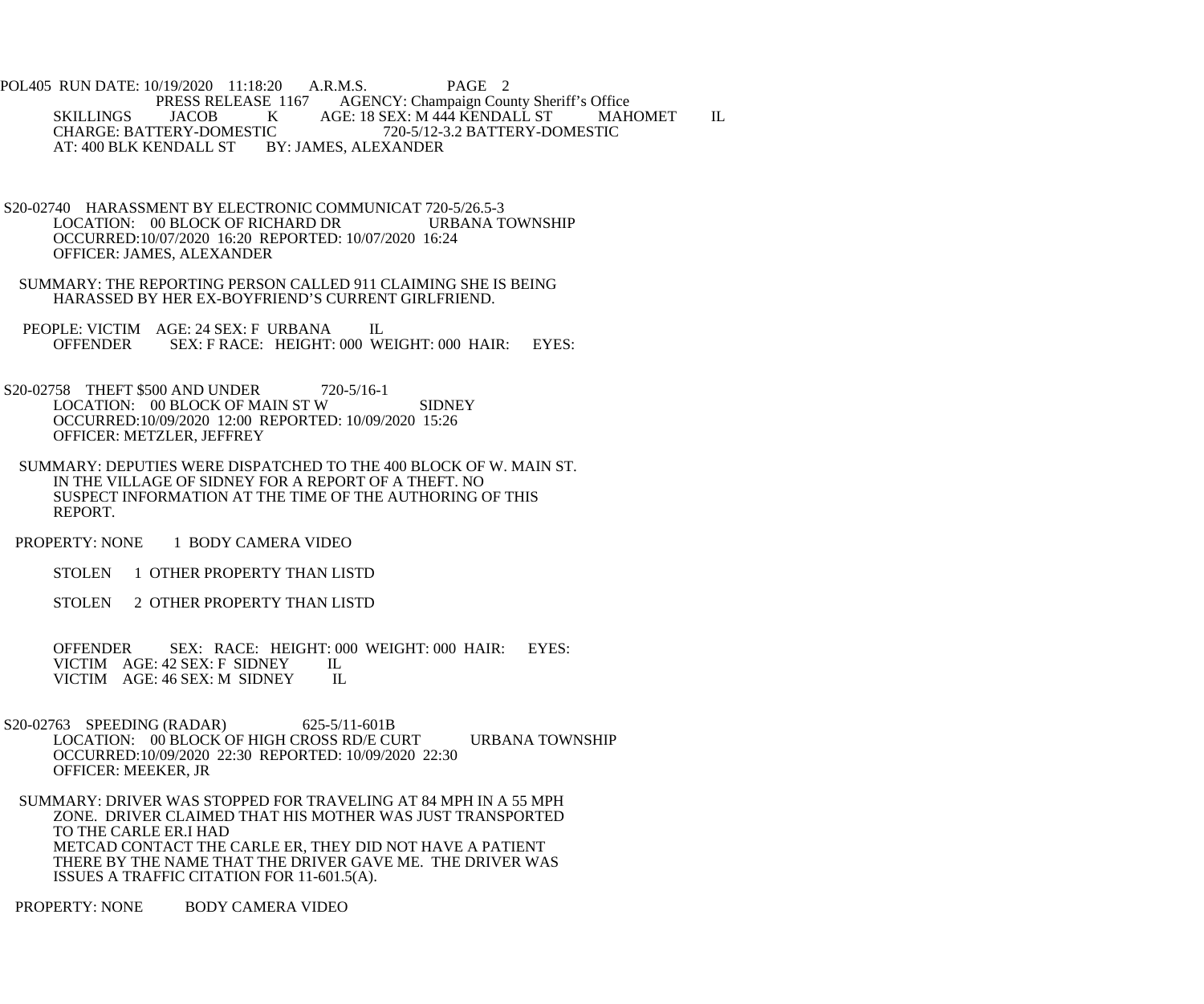POL405 RUN DATE: 10/19/2020 11:18:20 A.R.M.S. PAGE 2

PRESS RELEASE 1167 AGENCY: Champaign County Sheriff's Office

SKILLINGS JACOB K AGE: 18 SEX: M 444 KENDALL ST MAHOMET IL
CHARGE: BATTERY-DOMESTIC 720-5/12-3.2 BATTERY-DOMESTIC
AT: 400 BLK KENDALL ST BY: JAMES, ALEXANDER

S20-02740 HARASSMENT BY ELECTRONIC COMMUNICAT 720-5/26.5-3
LOCATION: 00 BLOCK OF RICHARD DR URBANA TOWNSHIP
OCCURRED:10/07/2020 16:20 REPORTED: 10/07/2020 16:24
OFFICER: JAMES, ALEXANDER

SUMMARY: THE REPORTING PERSON CALLED 911 CLAIMING SHE IS BEING HARASSED BY HER EX-BOYFRIEND'S CURRENT GIRLFRIEND.

PEOPLE: VICTIM AGE: 24 SEX: F URBANA IL
OFFENDER SEX: F RACE: HEIGHT: 000 WEIGHT: 000 HAIR: EYES:

S20-02758 THEFT $500 AND UNDER 720-5/16-1
LOCATION: 00 BLOCK OF MAIN ST W SIDNEY
OCCURRED:10/09/2020 12:00 REPORTED: 10/09/2020 15:26
OFFICER: METZLER, JEFFREY

SUMMARY: DEPUTIES WERE DISPATCHED TO THE 400 BLOCK OF W. MAIN ST. IN THE VILLAGE OF SIDNEY FOR A REPORT OF A THEFT. NO SUSPECT INFORMATION AT THE TIME OF THE AUTHORING OF THIS REPORT.

PROPERTY: NONE 1 BODY CAMERA VIDEO

STOLEN 1 OTHER PROPERTY THAN LISTD

STOLEN 2 OTHER PROPERTY THAN LISTD

OFFENDER SEX: RACE: HEIGHT: 000 WEIGHT: 000 HAIR: EYES:
VICTIM AGE: 42 SEX: F SIDNEY IL
VICTIM AGE: 46 SEX: M SIDNEY IL

S20-02763 SPEEDING (RADAR) 625-5/11-601B
LOCATION: 00 BLOCK OF HIGH CROSS RD/E CURT URBANA TOWNSHIP
OCCURRED:10/09/2020 22:30 REPORTED: 10/09/2020 22:30
OFFICER: MEEKER, JR

SUMMARY: DRIVER WAS STOPPED FOR TRAVELING AT 84 MPH IN A 55 MPH ZONE. DRIVER CLAIMED THAT HIS MOTHER WAS JUST TRANSPORTED TO THE CARLE ER.I HAD
METCAD CONTACT THE CARLE ER, THEY DID NOT HAVE A PATIENT THERE BY THE NAME THAT THE DRIVER GAVE ME. THE DRIVER WAS ISSUES A TRAFFIC CITATION FOR 11-601.5(A).

PROPERTY: NONE BODY CAMERA VIDEO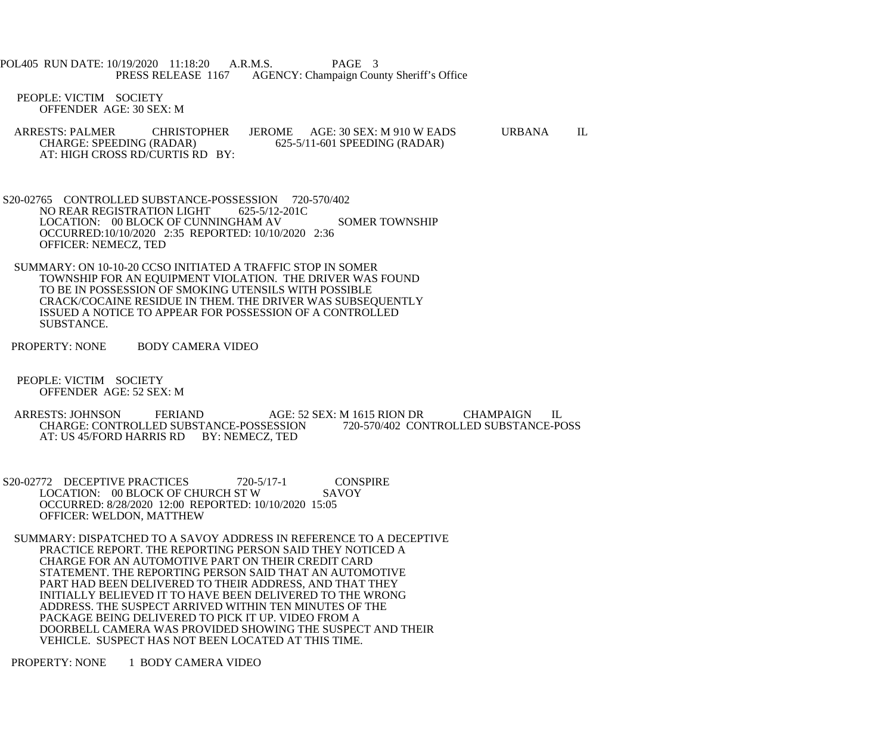PEOPLE: VICTIM SOCIETY
OFFENDER AGE: 30 SEX: M

ARRESTS: PALMER CHRISTOPHER JEROME AGE: 30 SEX: M 910 W EADS URBANA IL
CHARGE: SPEEDING (RADAR) 625-5/11-601 SPEEDING (RADAR)
AT: HIGH CROSS RD/CURTIS RD BY:

S20-02765 CONTROLLED SUBSTANCE-POSSESSION 720-570/402
NO REAR REGISTRATION LIGHT 625-5/12-201C
LOCATION: 00 BLOCK OF CUNNINGHAM AV SOMER TOWNSHIP
OCCURRED:10/10/2020 2:35 REPORTED: 10/10/2020 2:36
OFFICER: NEMECZ, TED

SUMMARY: ON 10-10-20 CCSO INITIATED A TRAFFIC STOP IN SOMER TOWNSHIP FOR AN EQUIPMENT VIOLATION. THE DRIVER WAS FOUND TO BE IN POSSESSION OF SMOKING UTENSILS WITH POSSIBLE CRACK/COCAINE RESIDUE IN THEM. THE DRIVER WAS SUBSEQUENTLY ISSUED A NOTICE TO APPEAR FOR POSSESSION OF A CONTROLLED SUBSTANCE.

PROPERTY: NONE BODY CAMERA VIDEO

PEOPLE: VICTIM SOCIETY
OFFENDER AGE: 52 SEX: M

ARRESTS: JOHNSON FERIAND AGE: 52 SEX: M 1615 RION DR CHAMPAIGN IL
CHARGE: CONTROLLED SUBSTANCE-POSSESSION 720-570/402 CONTROLLED SUBSTANCE-POSS
AT: US 45/FORD HARRIS RD BY: NEMECZ, TED

S20-02772 DECEPTIVE PRACTICES 720-5/17-1 CONSPIRE
LOCATION: 00 BLOCK OF CHURCH ST W SAVOY
OCCURRED: 8/28/2020 12:00 REPORTED: 10/10/2020 15:05
OFFICER: WELDON, MATTHEW

SUMMARY: DISPATCHED TO A SAVOY ADDRESS IN REFERENCE TO A DECEPTIVE PRACTICE REPORT. THE REPORTING PERSON SAID THEY NOTICED A CHARGE FOR AN AUTOMOTIVE PART ON THEIR CREDIT CARD STATEMENT. THE REPORTING PERSON SAID THAT AN AUTOMOTIVE PART HAD BEEN DELIVERED TO THEIR ADDRESS, AND THAT THEY INITIALLY BELIEVED IT TO HAVE BEEN DELIVERED TO THE WRONG ADDRESS. THE SUSPECT ARRIVED WITHIN TEN MINUTES OF THE PACKAGE BEING DELIVERED TO PICK IT UP. VIDEO FROM A DOORBELL CAMERA WAS PROVIDED SHOWING THE SUSPECT AND THEIR VEHICLE. SUSPECT HAS NOT BEEN LOCATED AT THIS TIME.

PROPERTY: NONE 1 BODY CAMERA VIDEO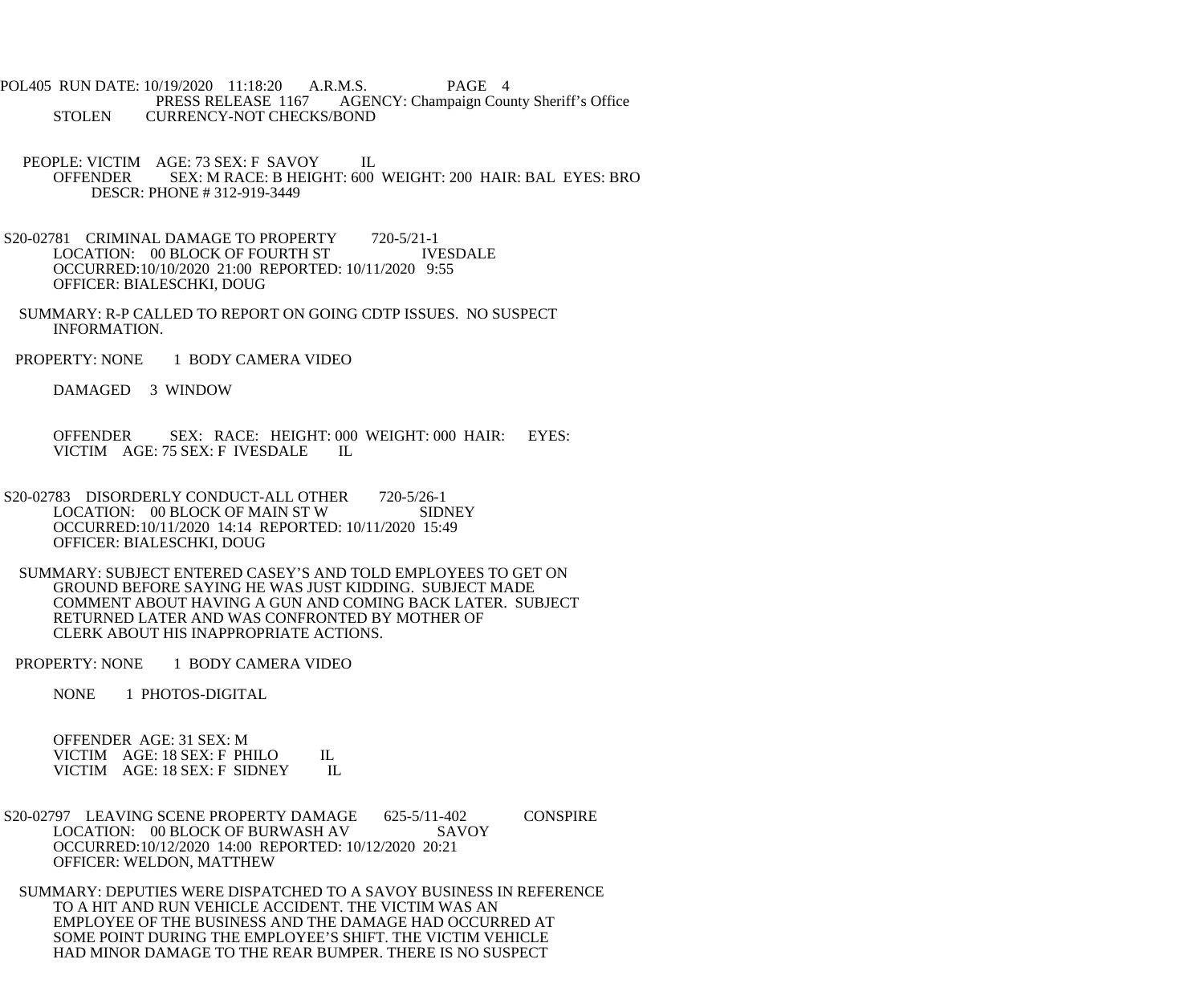STOLEN CURRENCY-NOT CHECKS/BOND

PEOPLE: VICTIM AGE: 73 SEX: F SAVOY IL
OFFENDER SEX: M RACE: B HEIGHT: 600 WEIGHT: 200 HAIR: BAL EYES: BRO
DESCR: PHONE # 312-919-3449

S20-02781 CRIMINAL DAMAGE TO PROPERTY 720-5/21-1
LOCATION: 00 BLOCK OF FOURTH ST IVESDALE
OCCURRED:10/10/2020 21:00 REPORTED: 10/11/2020 9:55
OFFICER: BIALESCHKI, DOUG

SUMMARY: R-P CALLED TO REPORT ON GOING CDTP ISSUES. NO SUSPECT INFORMATION.

PROPERTY: NONE 1 BODY CAMERA VIDEO

DAMAGED 3 WINDOW

OFFENDER SEX: RACE: HEIGHT: 000 WEIGHT: 000 HAIR: EYES:
VICTIM AGE: 75 SEX: F IVESDALE IL

S20-02783 DISORDERLY CONDUCT-ALL OTHER 720-5/26-1
LOCATION: 00 BLOCK OF MAIN ST W SIDNEY
OCCURRED:10/11/2020 14:14 REPORTED: 10/11/2020 15:49
OFFICER: BIALESCHKI, DOUG

SUMMARY: SUBJECT ENTERED CASEY'S AND TOLD EMPLOYEES TO GET ON GROUND BEFORE SAYING HE WAS JUST KIDDING. SUBJECT MADE COMMENT ABOUT HAVING A GUN AND COMING BACK LATER. SUBJECT RETURNED LATER AND WAS CONFRONTED BY MOTHER OF CLERK ABOUT HIS INAPPROPRIATE ACTIONS.

PROPERTY: NONE 1 BODY CAMERA VIDEO

NONE 1 PHOTOS-DIGITAL

OFFENDER AGE: 31 SEX: M
VICTIM AGE: 18 SEX: F PHILO IL
VICTIM AGE: 18 SEX: F SIDNEY IL

S20-02797 LEAVING SCENE PROPERTY DAMAGE 625-5/11-402 CONSPIRE
LOCATION: 00 BLOCK OF BURWASH AV SAVOY
OCCURRED:10/12/2020 14:00 REPORTED: 10/12/2020 20:21
OFFICER: WELDON, MATTHEW

SUMMARY: DEPUTIES WERE DISPATCHED TO A SAVOY BUSINESS IN REFERENCE TO A HIT AND RUN VEHICLE ACCIDENT. THE VICTIM WAS AN EMPLOYEE OF THE BUSINESS AND THE DAMAGE HAD OCCURRED AT SOME POINT DURING THE EMPLOYEE'S SHIFT. THE VICTIM VEHICLE HAD MINOR DAMAGE TO THE REAR BUMPER. THERE IS NO SUSPECT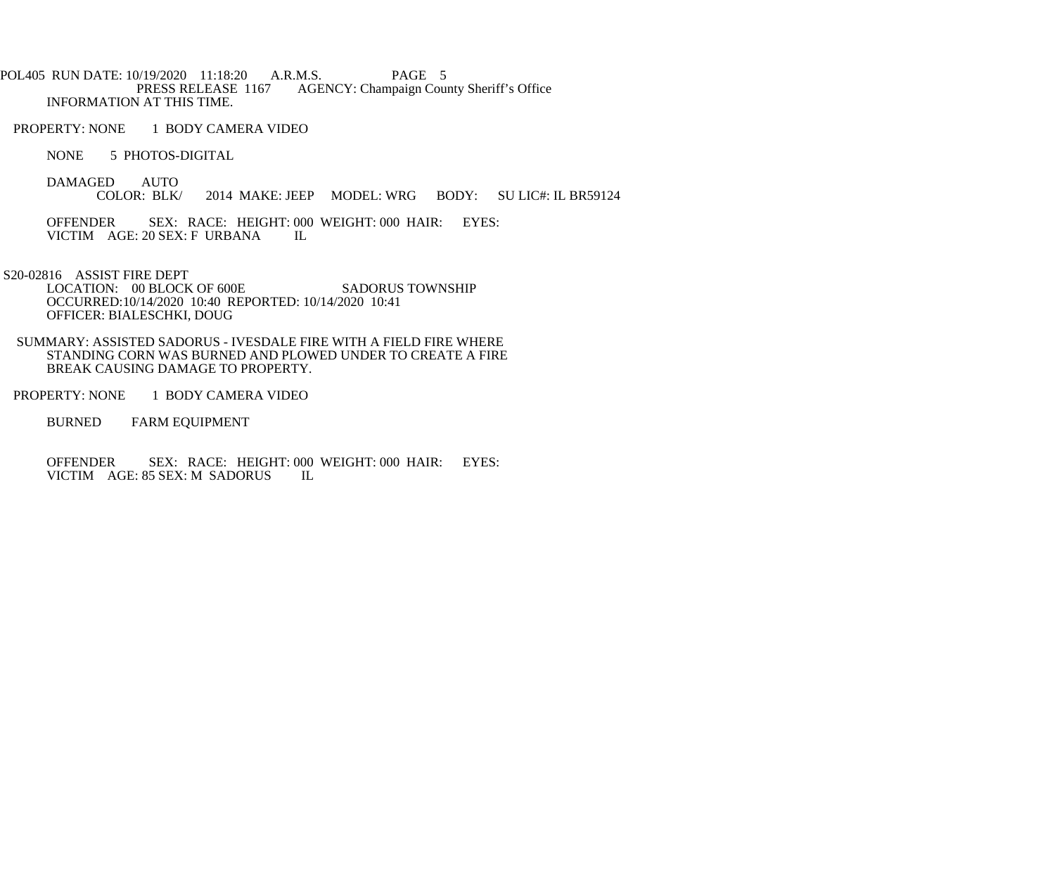INFORMATION AT THIS TIME.

PROPERTY: NONE 1 BODY CAMERA VIDEO

NONE 5 PHOTOS-DIGITAL

DAMAGED AUTO
COLOR: BLK/ 2014 MAKE: JEEP MODEL: WRG BODY: SU LIC#: IL BR59124

OFFENDER SEX: RACE: HEIGHT: 000 WEIGHT: 000 HAIR: EYES:
VICTIM AGE: 20 SEX: F URBANA IL

S20-02816 ASSIST FIRE DEPT
LOCATION: 00 BLOCK OF 600E SADORUS TOWNSHIP
OCCURRED:10/14/2020 10:40 REPORTED: 10/14/2020 10:41
OFFICER: BIALESCHKI, DOUG

SUMMARY: ASSISTED SADORUS - IVESDALE FIRE WITH A FIELD FIRE WHERE STANDING CORN WAS BURNED AND PLOWED UNDER TO CREATE A FIRE BREAK CAUSING DAMAGE TO PROPERTY.

PROPERTY: NONE 1 BODY CAMERA VIDEO

BURNED FARM EQUIPMENT

OFFENDER SEX: RACE: HEIGHT: 000 WEIGHT: 000 HAIR: EYES:
VICTIM AGE: 85 SEX: M SADORUS IL